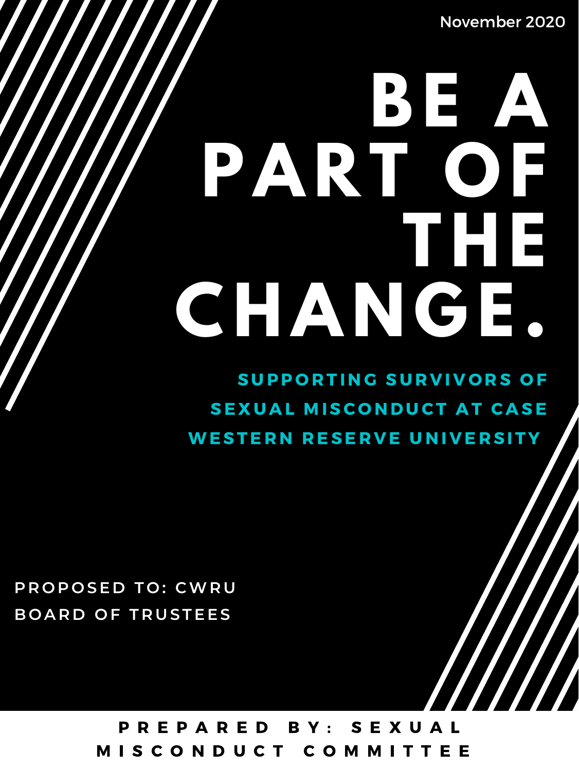November 2020

# BE A PART OF THE CHANGE.

## SUPPORTING SURVIVORS OF SEXUAL MISCONDUCT AT CASE WESTERN RESERVE UNIVERSITY

PROPOSED TO: CWRU BOARD OF TRUSTEES

PREPARED BY: SEXUAL MISCONDUCT COMMITTEE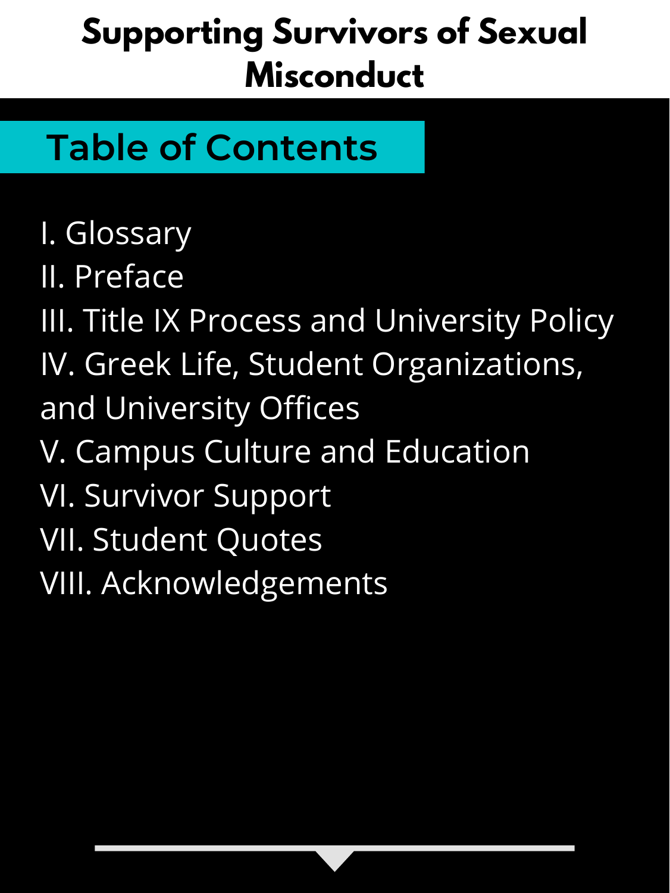# Supporting Survivors of Sexual Misconduct

## Table of Contents

I. Glossary
II. Preface
III. Title IX Process and University Policy
IV. Greek Life, Student Organizations, and University Offices
V. Campus Culture and Education
VI. Survivor Support
VII. Student Quotes
VIII. Acknowledgements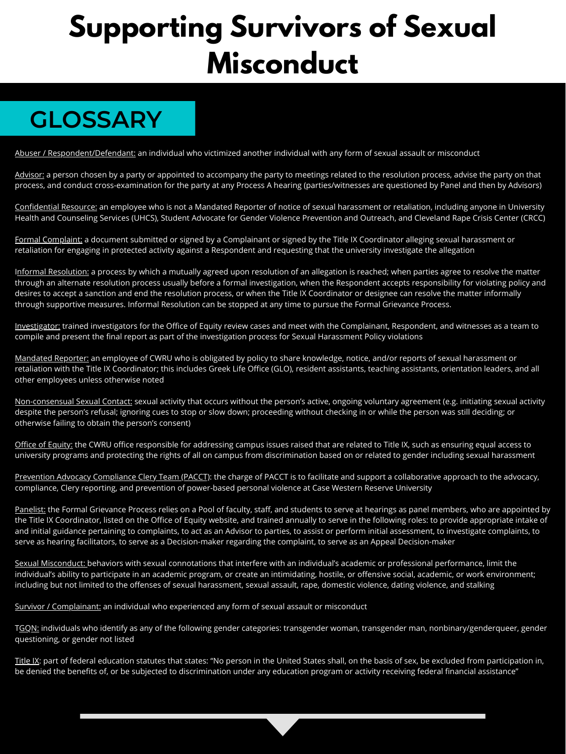# Supporting Survivors of Sexual Misconduct

## GLOSSARY

Abuser / Respondent/Defendant: an individual who victimized another individual with any form of sexual assault or misconduct

Advisor: a person chosen by a party or appointed to accompany the party to meetings related to the resolution process, advise the party on that process, and conduct cross-examination for the party at any Process A hearing (parties/witnesses are questioned by Panel and then by Advisors)

Confidential Resource: an employee who is not a Mandated Reporter of notice of sexual harassment or retaliation, including anyone in University Health and Counseling Services (UHCS), Student Advocate for Gender Violence Prevention and Outreach, and Cleveland Rape Crisis Center (CRCC)

Formal Complaint: a document submitted or signed by a Complainant or signed by the Title IX Coordinator alleging sexual harassment or retaliation for engaging in protected activity against a Respondent and requesting that the university investigate the allegation

Informal Resolution: a process by which a mutually agreed upon resolution of an allegation is reached; when parties agree to resolve the matter through an alternate resolution process usually before a formal investigation, when the Respondent accepts responsibility for violating policy and desires to accept a sanction and end the resolution process, or when the Title IX Coordinator or designee can resolve the matter informally through supportive measures. Informal Resolution can be stopped at any time to pursue the Formal Grievance Process.

Investigator: trained investigators for the Office of Equity review cases and meet with the Complainant, Respondent, and witnesses as a team to compile and present the final report as part of the investigation process for Sexual Harassment Policy violations

Mandated Reporter: an employee of CWRU who is obligated by policy to share knowledge, notice, and/or reports of sexual harassment or retaliation with the Title IX Coordinator; this includes Greek Life Office (GLO), resident assistants, teaching assistants, orientation leaders, and all other employees unless otherwise noted

Non-consensual Sexual Contact: sexual activity that occurs without the person's active, ongoing voluntary agreement (e.g. initiating sexual activity despite the person's refusal; ignoring cues to stop or slow down; proceeding without checking in or while the person was still deciding; or otherwise failing to obtain the person's consent)

Office of Equity: the CWRU office responsible for addressing campus issues raised that are related to Title IX, such as ensuring equal access to university programs and protecting the rights of all on campus from discrimination based on or related to gender including sexual harassment

Prevention Advocacy Compliance Clery Team (PACCT): the charge of PACCT is to facilitate and support a collaborative approach to the advocacy, compliance, Clery reporting, and prevention of power-based personal violence at Case Western Reserve University

Panelist: the Formal Grievance Process relies on a Pool of faculty, staff, and students to serve at hearings as panel members, who are appointed by the Title IX Coordinator, listed on the Office of Equity website, and trained annually to serve in the following roles: to provide appropriate intake of and initial guidance pertaining to complaints, to act as an Advisor to parties, to assist or perform initial assessment, to investigate complaints, to serve as hearing facilitators, to serve as a Decision-maker regarding the complaint, to serve as an Appeal Decision-maker

Sexual Misconduct: behaviors with sexual connotations that interfere with an individual's academic or professional performance, limit the individual's ability to participate in an academic program, or create an intimidating, hostile, or offensive social, academic, or work environment; including but not limited to the offenses of sexual harassment, sexual assault, rape, domestic violence, dating violence, and stalking

Survivor / Complainant: an individual who experienced any form of sexual assault or misconduct

TGQN: individuals who identify as any of the following gender categories: transgender woman, transgender man, nonbinary/genderqueer, gender questioning, or gender not listed

Title IX: part of federal education statutes that states: "No person in the United States shall, on the basis of sex, be excluded from participation in, be denied the benefits of, or be subjected to discrimination under any education program or activity receiving federal financial assistance"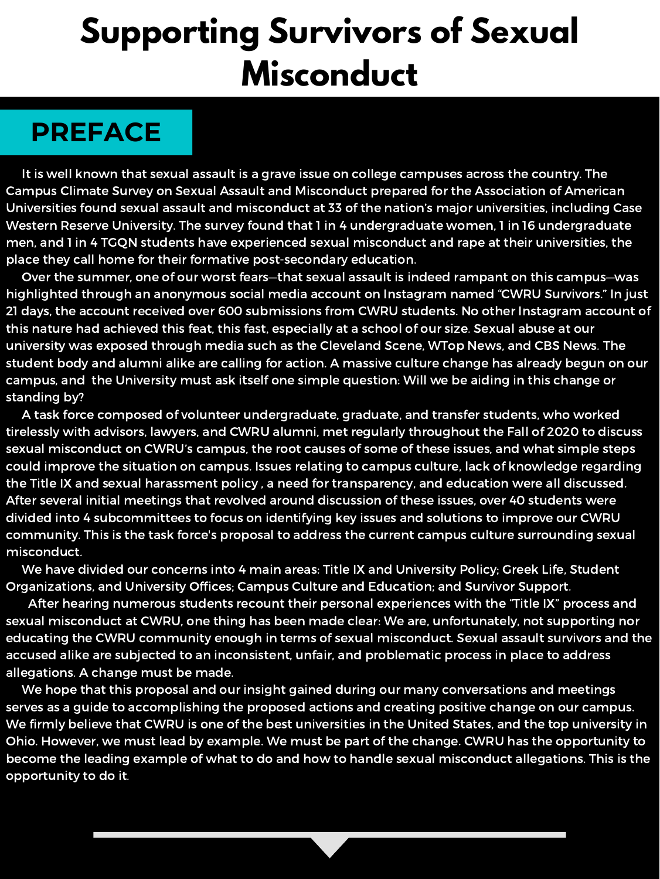# Supporting Survivors of Sexual Misconduct

## PREFACE

It is well known that sexual assault is a grave issue on college campuses across the country. The Campus Climate Survey on Sexual Assault and Misconduct prepared for the Association of American Universities found sexual assault and misconduct at 33 of the nation's major universities, including Case Western Reserve University. The survey found that 1 in 4 undergraduate women, 1 in 16 undergraduate men, and 1 in 4 TGQN students have experienced sexual misconduct and rape at their universities, the place they call home for their formative post-secondary education.

Over the summer, one of our worst fears—that sexual assault is indeed rampant on this campus—was highlighted through an anonymous social media account on Instagram named "CWRU Survivors." In just 21 days, the account received over 600 submissions from CWRU students. No other Instagram account of this nature had achieved this feat, this fast, especially at a school of our size. Sexual abuse at our university was exposed through media such as the Cleveland Scene, WTop News, and CBS News. The student body and alumni alike are calling for action. A massive culture change has already begun on our campus, and the University must ask itself one simple question: Will we be aiding in this change or standing by?

A task force composed of volunteer undergraduate, graduate, and transfer students, who worked tirelessly with advisors, lawyers, and CWRU alumni, met regularly throughout the Fall of 2020 to discuss sexual misconduct on CWRU's campus, the root causes of some of these issues, and what simple steps could improve the situation on campus. Issues relating to campus culture, lack of knowledge regarding the Title IX and sexual harassment policy , a need for transparency, and education were all discussed. After several initial meetings that revolved around discussion of these issues, over 40 students were divided into 4 subcommittees to focus on identifying key issues and solutions to improve our CWRU community. This is the task force's proposal to address the current campus culture surrounding sexual misconduct.

We have divided our concerns into 4 main areas: Title IX and University Policy; Greek Life, Student Organizations, and University Offices; Campus Culture and Education; and Survivor Support.

After hearing numerous students recount their personal experiences with the "Title IX" process and sexual misconduct at CWRU, one thing has been made clear: We are, unfortunately, not supporting nor educating the CWRU community enough in terms of sexual misconduct. Sexual assault survivors and the accused alike are subjected to an inconsistent, unfair, and problematic process in place to address allegations. A change must be made.

We hope that this proposal and our insight gained during our many conversations and meetings serves as a guide to accomplishing the proposed actions and creating positive change on our campus. We firmly believe that CWRU is one of the best universities in the United States, and the top university in Ohio. However, we must lead by example. We must be part of the change. CWRU has the opportunity to become the leading example of what to do and how to handle sexual misconduct allegations. This is the opportunity to do it.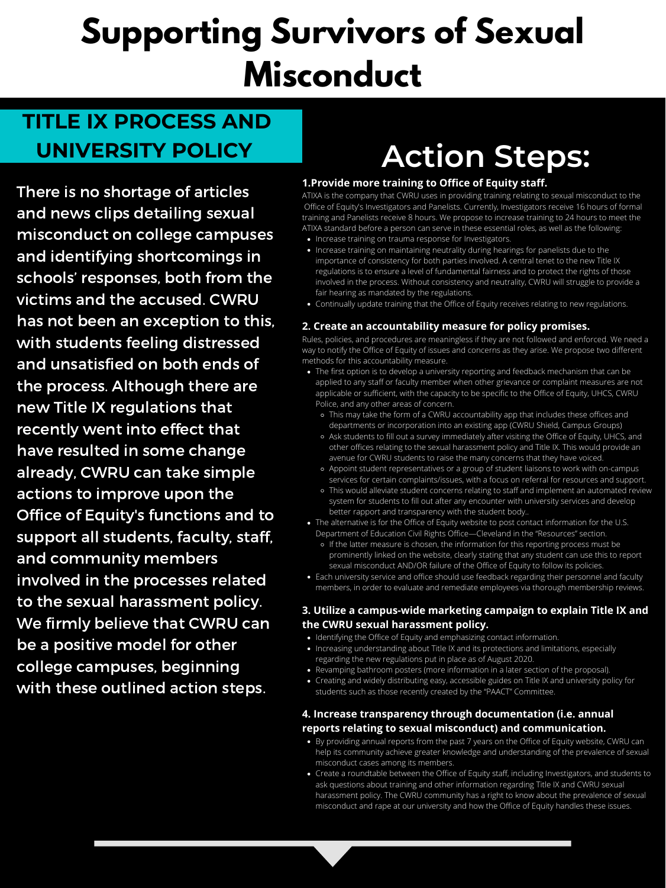# Supporting Survivors of Sexual Misconduct

## TITLE IX PROCESS AND UNIVERSITY POLICY

There is no shortage of articles and news clips detailing sexual misconduct on college campuses and identifying shortcomings in schools' responses, both from the victims and the accused. CWRU has not been an exception to this, with students feeling distressed and unsatisfied on both ends of the process. Although there are new Title IX regulations that recently went into effect that have resulted in some change already, CWRU can take simple actions to improve upon the Office of Equity's functions and to support all students, faculty, staff, and community members involved in the processes related to the sexual harassment policy. We firmly believe that CWRU can be a positive model for other college campuses, beginning with these outlined action steps.

## Action Steps:

**1.Provide more training to Office of Equity staff.**

ATIXA is the company that CWRU uses in providing training relating to sexual misconduct to the Office of Equity's Investigators and Panelists. Currently, Investigators receive 16 hours of formal training and Panelists receive 8 hours. We propose to increase training to 24 hours to meet the ATIXA standard before a person can serve in these essential roles, as well as the following:

- Increase training on trauma response for Investigators.
- Increase training on maintaining neutrality during hearings for panelists due to the importance of consistency for both parties involved. A central tenet to the new Title IX regulations is to ensure a level of fundamental fairness and to protect the rights of those involved in the process. Without consistency and neutrality, CWRU will struggle to provide a fair hearing as mandated by the regulations.
- Continually update training that the Office of Equity receives relating to new regulations.

**2. Create an accountability measure for policy promises.**

Rules, policies, and procedures are meaningless if they are not followed and enforced. We need a way to notify the Office of Equity of issues and concerns as they arise. We propose two different methods for this accountability measure.

- The first option is to develop a university reporting and feedback mechanism that can be applied to any staff or faculty member when other grievance or complaint measures are not applicable or sufficient, with the capacity to be specific to the Office of Equity, UHCS, CWRU Police, and any other areas of concern.
  - This may take the form of a CWRU accountability app that includes these offices and departments or incorporation into an existing app (CWRU Shield, Campus Groups)
  - Ask students to fill out a survey immediately after visiting the Office of Equity, UHCS, and other offices relating to the sexual harassment policy and Title IX. This would provide an avenue for CWRU students to raise the many concerns that they have voiced.
  - Appoint student representatives or a group of student liaisons to work with on-campus services for certain complaints/issues, with a focus on referral for resources and support.
  - This would alleviate student concerns relating to staff and implement an automated review system for students to fill out after any encounter with university services and develop better rapport and transparency with the student body..
- The alternative is for the Office of Equity website to post contact information for the U.S. Department of Education Civil Rights Office—Cleveland in the "Resources" section.
  - If the latter measure is chosen, the information for this reporting process must be prominently linked on the website, clearly stating that any student can use this to report sexual misconduct AND/OR failure of the Office of Equity to follow its policies.
- Each university service and office should use feedback regarding their personnel and faculty members, in order to evaluate and remediate employees via thorough membership reviews.

**3. Utilize a campus-wide marketing campaign to explain Title IX and the CWRU sexual harassment policy.**

- Identifying the Office of Equity and emphasizing contact information.
- Increasing understanding about Title IX and its protections and limitations, especially regarding the new regulations put in place as of August 2020.
- Revamping bathroom posters (more information in a later section of the proposal).
- Creating and widely distributing easy, accessible guides on Title IX and university policy for students such as those recently created by the "PAACT" Committee.

**4. Increase transparency through documentation (i.e. annual reports relating to sexual misconduct) and communication.**

- By providing annual reports from the past 7 years on the Office of Equity website, CWRU can help its community achieve greater knowledge and understanding of the prevalence of sexual misconduct cases among its members.
- Create a roundtable between the Office of Equity staff, including Investigators, and students to ask questions about training and other information regarding Title IX and CWRU sexual harassment policy. The CWRU community has a right to know about the prevalence of sexual misconduct and rape at our university and how the Office of Equity handles these issues.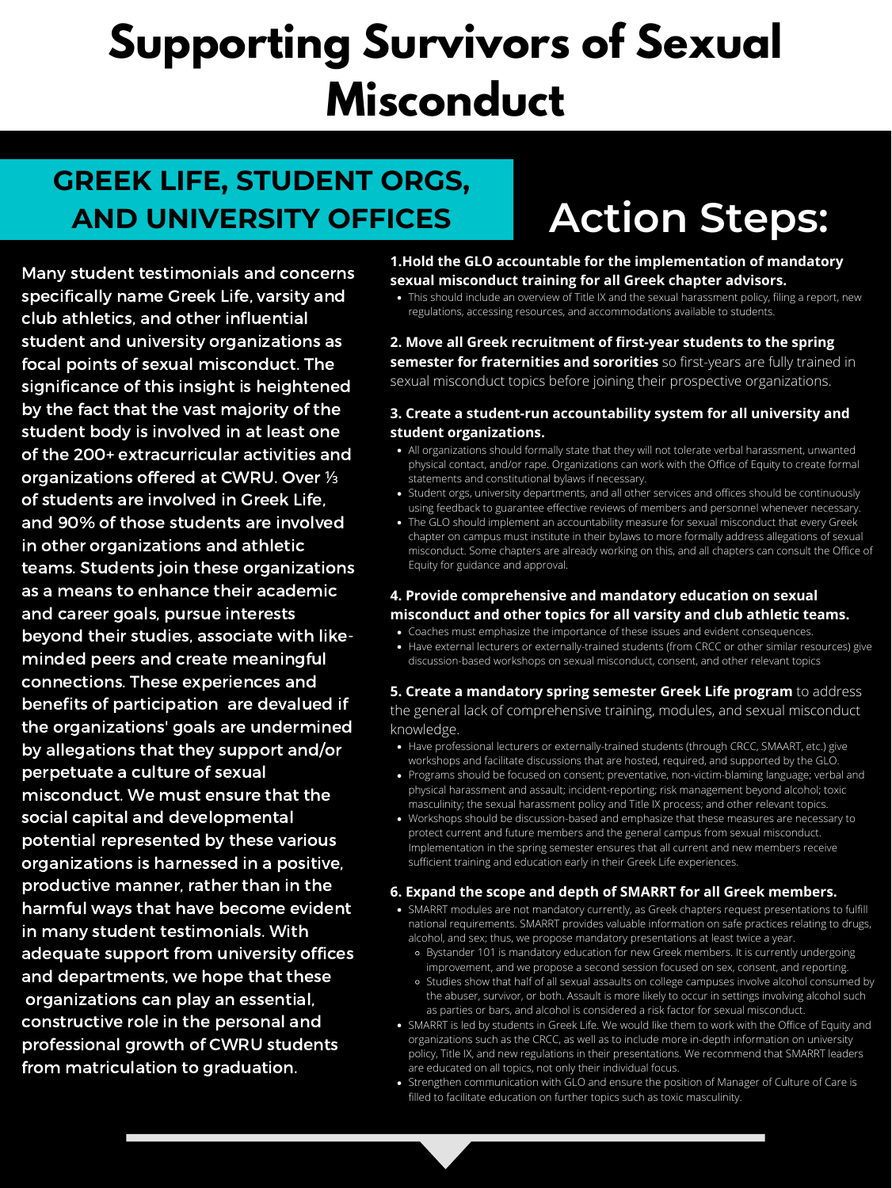# Supporting Survivors of Sexual Misconduct

## GREEK LIFE, STUDENT ORGS, AND UNIVERSITY OFFICES

Many student testimonials and concerns specifically name Greek Life, varsity and club athletics, and other influential student and university organizations as focal points of sexual misconduct. The significance of this insight is heightened by the fact that the vast majority of the student body is involved in at least one of the 200+ extracurricular activities and organizations offered at CWRU. Over ⅓ of students are involved in Greek Life, and 90% of those students are involved in other organizations and athletic teams. Students join these organizations as a means to enhance their academic and career goals, pursue interests beyond their studies, associate with like-minded peers and create meaningful connections. These experiences and benefits of participation are devalued if the organizations' goals are undermined by allegations that they support and/or perpetuate a culture of sexual misconduct. We must ensure that the social capital and developmental potential represented by these various organizations is harnessed in a positive, productive manner, rather than in the harmful ways that have become evident in many student testimonials. With adequate support from university offices and departments, we hope that these organizations can play an essential, constructive role in the personal and professional growth of CWRU students from matriculation to graduation.

## Action Steps:

**1. Hold the GLO accountable for the implementation of mandatory sexual misconduct training for all Greek chapter advisors.**

- This should include an overview of Title IX and the sexual harassment policy, filing a report, new regulations, accessing resources, and accommodations available to students.

**2. Move all Greek recruitment of first-year students to the spring semester for fraternities and sororities** so first-years are fully trained in sexual misconduct topics before joining their prospective organizations.

**3. Create a student-run accountability system for all university and student organizations.**

- All organizations should formally state that they will not tolerate verbal harassment, unwanted physical contact, and/or rape. Organizations can work with the Office of Equity to create formal statements and constitutional bylaws if necessary.
- Student orgs, university departments, and all other services and offices should be continuously using feedback to guarantee effective reviews of members and personnel whenever necessary.
- The GLO should implement an accountability measure for sexual misconduct that every Greek chapter on campus must institute in their bylaws to more formally address allegations of sexual misconduct. Some chapters are already working on this, and all chapters can consult the Office of Equity for guidance and approval.

**4. Provide comprehensive and mandatory education on sexual misconduct and other topics for all varsity and club athletic teams.**

- Coaches must emphasize the importance of these issues and evident consequences.
- Have external lecturers or externally-trained students (from CRCC or other similar resources) give discussion-based workshops on sexual misconduct, consent, and other relevant topics

**5. Create a mandatory spring semester Greek Life program** to address the general lack of comprehensive training, modules, and sexual misconduct knowledge.

- Have professional lecturers or externally-trained students (through CRCC, SMAART, etc.) give workshops and facilitate discussions that are hosted, required, and supported by the GLO.
- Programs should be focused on consent; preventative, non-victim-blaming language; verbal and physical harassment and assault; incident-reporting; risk management beyond alcohol; toxic masculinity; the sexual harassment policy and Title IX process; and other relevant topics.
- Workshops should be discussion-based and emphasize that these measures are necessary to protect current and future members and the general campus from sexual misconduct. Implementation in the spring semester ensures that all current and new members receive sufficient training and education early in their Greek Life experiences.

**6. Expand the scope and depth of SMARRT for all Greek members.**

- SMARRT modules are not mandatory currently, as Greek chapters request presentations to fulfill national requirements. SMARRT provides valuable information on safe practices relating to drugs, alcohol, and sex; thus, we propose mandatory presentations at least twice a year.
  - Bystander 101 is mandatory education for new Greek members. It is currently undergoing improvement, and we propose a second session focused on sex, consent, and reporting.
  - Studies show that half of all sexual assaults on college campuses involve alcohol consumed by the abuser, survivor, or both. Assault is more likely to occur in settings involving alcohol such as parties or bars, and alcohol is considered a risk factor for sexual misconduct.
- SMARRT is led by students in Greek Life. We would like them to work with the Office of Equity and organizations such as the CRCC, as well as to include more in-depth information on university policy, Title IX, and new regulations in their presentations. We recommend that SMARRT leaders are educated on all topics, not only their individual focus.
- Strengthen communication with GLO and ensure the position of Manager of Culture of Care is filled to facilitate education on further topics such as toxic masculinity.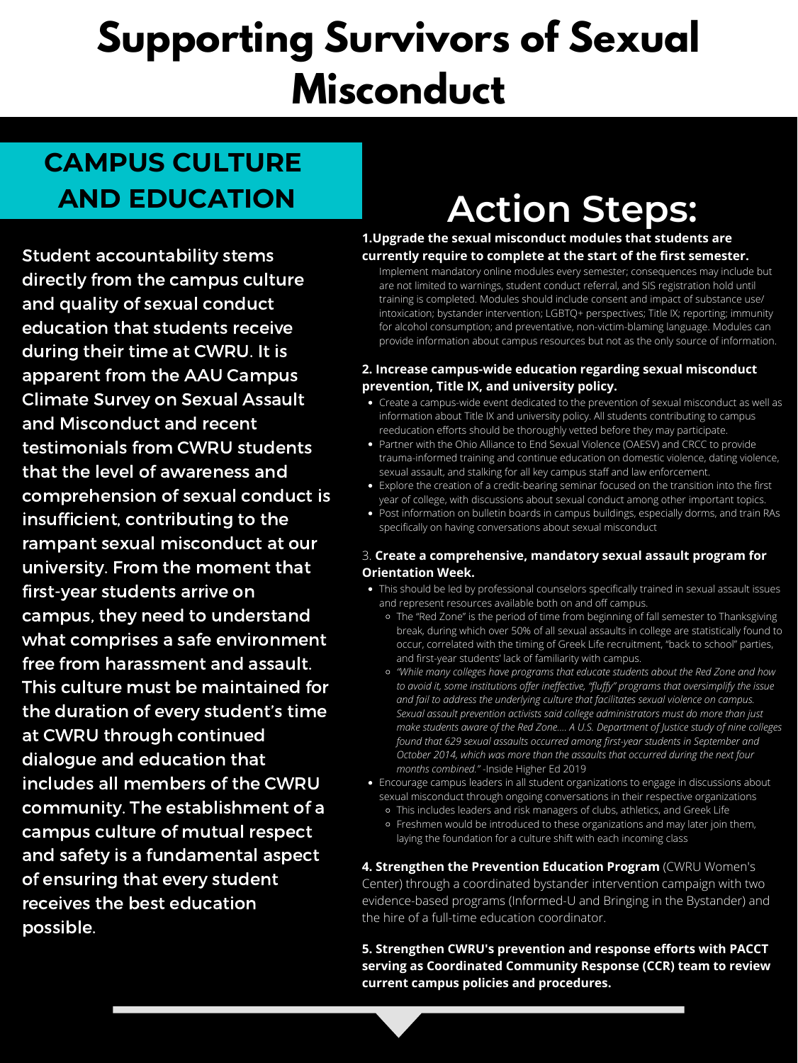# Supporting Survivors of Sexual Misconduct

## CAMPUS CULTURE AND EDUCATION

Student accountability stems directly from the campus culture and quality of sexual conduct education that students receive during their time at CWRU. It is apparent from the AAU Campus Climate Survey on Sexual Assault and Misconduct and recent testimonials from CWRU students that the level of awareness and comprehension of sexual conduct is insufficient, contributing to the rampant sexual misconduct at our university. From the moment that first-year students arrive on campus, they need to understand what comprises a safe environment free from harassment and assault. This culture must be maintained for the duration of every student's time at CWRU through continued dialogue and education that includes all members of the CWRU community. The establishment of a campus culture of mutual respect and safety is a fundamental aspect of ensuring that every student receives the best education possible.

## Action Steps:

**1.Upgrade the sexual misconduct modules that students are currently require to complete at the start of the first semester.**

Implement mandatory online modules every semester; consequences may include but are not limited to warnings, student conduct referral, and SIS registration hold until training is completed. Modules should include consent and impact of substance use/intoxication; bystander intervention; LGBTQ+ perspectives; Title IX; reporting; immunity for alcohol consumption; and preventative, non-victim-blaming language. Modules can provide information about campus resources but not as the only source of information.

**2. Increase campus-wide education regarding sexual misconduct prevention, Title IX, and university policy.**

- Create a campus-wide event dedicated to the prevention of sexual misconduct as well as information about Title IX and university policy. All students contributing to campus reeducation efforts should be thoroughly vetted before they may participate.
- Partner with the Ohio Alliance to End Sexual Violence (OAESV) and CRCC to provide trauma-informed training and continue education on domestic violence, dating violence, sexual assault, and stalking for all key campus staff and law enforcement.
- Explore the creation of a credit-bearing seminar focused on the transition into the first year of college, with discussions about sexual conduct among other important topics.
- Post information on bulletin boards in campus buildings, especially dorms, and train RAs specifically on having conversations about sexual misconduct

3. **Create a comprehensive, mandatory sexual assault program for Orientation Week.**

- This should be led by professional counselors specifically trained in sexual assault issues and represent resources available both on and off campus.
  - The "Red Zone" is the period of time from beginning of fall semester to Thanksgiving break, during which over 50% of all sexual assaults in college are statistically found to occur, correlated with the timing of Greek Life recruitment, "back to school" parties, and first-year students' lack of familiarity with campus.
  - *"While many colleges have programs that educate students about the Red Zone and how to avoid it, some institutions offer ineffective, "fluffy" programs that oversimplify the issue and fail to address the underlying culture that facilitates sexual violence on campus. Sexual assault prevention activists said college administrators must do more than just make students aware of the Red Zone.... A U.S. Department of Justice study of nine colleges found that 629 sexual assaults occurred among first-year students in September and October 2014, which was more than the assaults that occurred during the next four months combined."* -Inside Higher Ed 2019
- Encourage campus leaders in all student organizations to engage in discussions about sexual misconduct through ongoing conversations in their respective organizations
  - This includes leaders and risk managers of clubs, athletics, and Greek Life
  - Freshmen would be introduced to these organizations and may later join them, laying the foundation for a culture shift with each incoming class

**4. Strengthen the Prevention Education Program** (CWRU Women's Center) through a coordinated bystander intervention campaign with two evidence-based programs (Informed-U and Bringing in the Bystander) and the hire of a full-time education coordinator.

**5. Strengthen CWRU's prevention and response efforts with PACCT serving as Coordinated Community Response (CCR) team to review current campus policies and procedures.**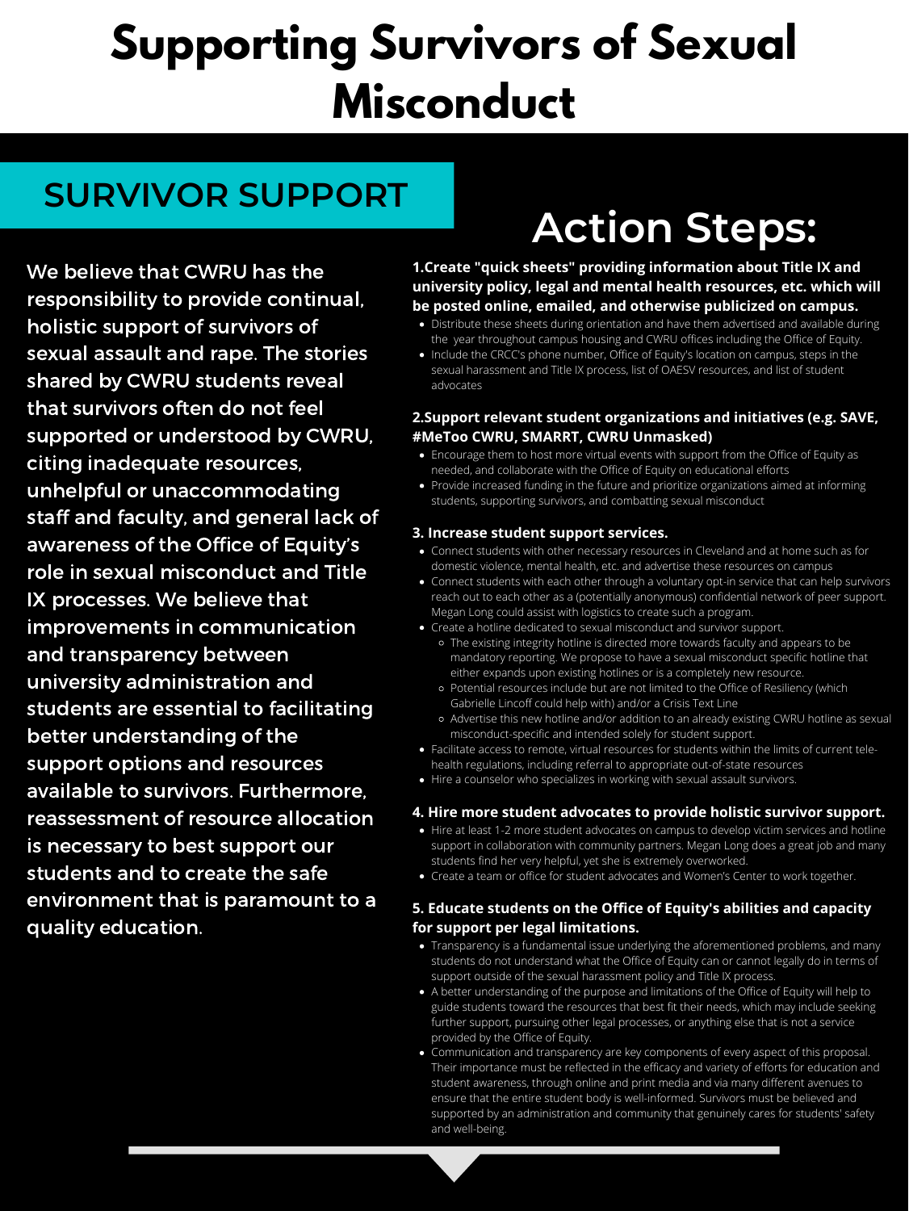# Supporting Survivors of Sexual Misconduct

## SURVIVOR SUPPORT

We believe that CWRU has the responsibility to provide continual, holistic support of survivors of sexual assault and rape. The stories shared by CWRU students reveal that survivors often do not feel supported or understood by CWRU, citing inadequate resources, unhelpful or unaccommodating staff and faculty, and general lack of awareness of the Office of Equity's role in sexual misconduct and Title IX processes. We believe that improvements in communication and transparency between university administration and students are essential to facilitating better understanding of the support options and resources available to survivors. Furthermore, reassessment of resource allocation is necessary to best support our students and to create the safe environment that is paramount to a quality education.

## Action Steps:

**1.Create "quick sheets" providing information about Title IX and university policy, legal and mental health resources, etc. which will be posted online, emailed, and otherwise publicized on campus.**

- Distribute these sheets during orientation and have them advertised and available during the year throughout campus housing and CWRU offices including the Office of Equity.
- Include the CRCC's phone number, Office of Equity's location on campus, steps in the sexual harassment and Title IX process, list of OAESV resources, and list of student advocates

**2.Support relevant student organizations and initiatives (e.g. SAVE, #MeToo CWRU, SMARRT, CWRU Unmasked)**

- Encourage them to host more virtual events with support from the Office of Equity as needed, and collaborate with the Office of Equity on educational efforts
- Provide increased funding in the future and prioritize organizations aimed at informing students, supporting survivors, and combatting sexual misconduct

**3. Increase student support services.**

- Connect students with other necessary resources in Cleveland and at home such as for domestic violence, mental health, etc. and advertise these resources on campus
- Connect students with each other through a voluntary opt-in service that can help survivors reach out to each other as a (potentially anonymous) confidential network of peer support. Megan Long could assist with logistics to create such a program.
- Create a hotline dedicated to sexual misconduct and survivor support.
  - The existing integrity hotline is directed more towards faculty and appears to be mandatory reporting. We propose to have a sexual misconduct specific hotline that either expands upon existing hotlines or is a completely new resource.
  - Potential resources include but are not limited to the Office of Resiliency (which Gabrielle Lincoff could help with) and/or a Crisis Text Line
  - Advertise this new hotline and/or addition to an already existing CWRU hotline as sexual misconduct-specific and intended solely for student support.
- Facilitate access to remote, virtual resources for students within the limits of current tele-health regulations, including referral to appropriate out-of-state resources
- Hire a counselor who specializes in working with sexual assault survivors.

**4. Hire more student advocates to provide holistic survivor support.**

- Hire at least 1-2 more student advocates on campus to develop victim services and hotline support in collaboration with community partners. Megan Long does a great job and many students find her very helpful, yet she is extremely overworked.
- Create a team or office for student advocates and Women's Center to work together.

**5. Educate students on the Office of Equity's abilities and capacity for support per legal limitations.**

- Transparency is a fundamental issue underlying the aforementioned problems, and many students do not understand what the Office of Equity can or cannot legally do in terms of support outside of the sexual harassment policy and Title IX process.
- A better understanding of the purpose and limitations of the Office of Equity will help to guide students toward the resources that best fit their needs, which may include seeking further support, pursuing other legal processes, or anything else that is not a service provided by the Office of Equity.
- Communication and transparency are key components of every aspect of this proposal. Their importance must be reflected in the efficacy and variety of efforts for education and student awareness, through online and print media and via many different avenues to ensure that the entire student body is well-informed. Survivors must be believed and supported by an administration and community that genuinely cares for students' safety and well-being.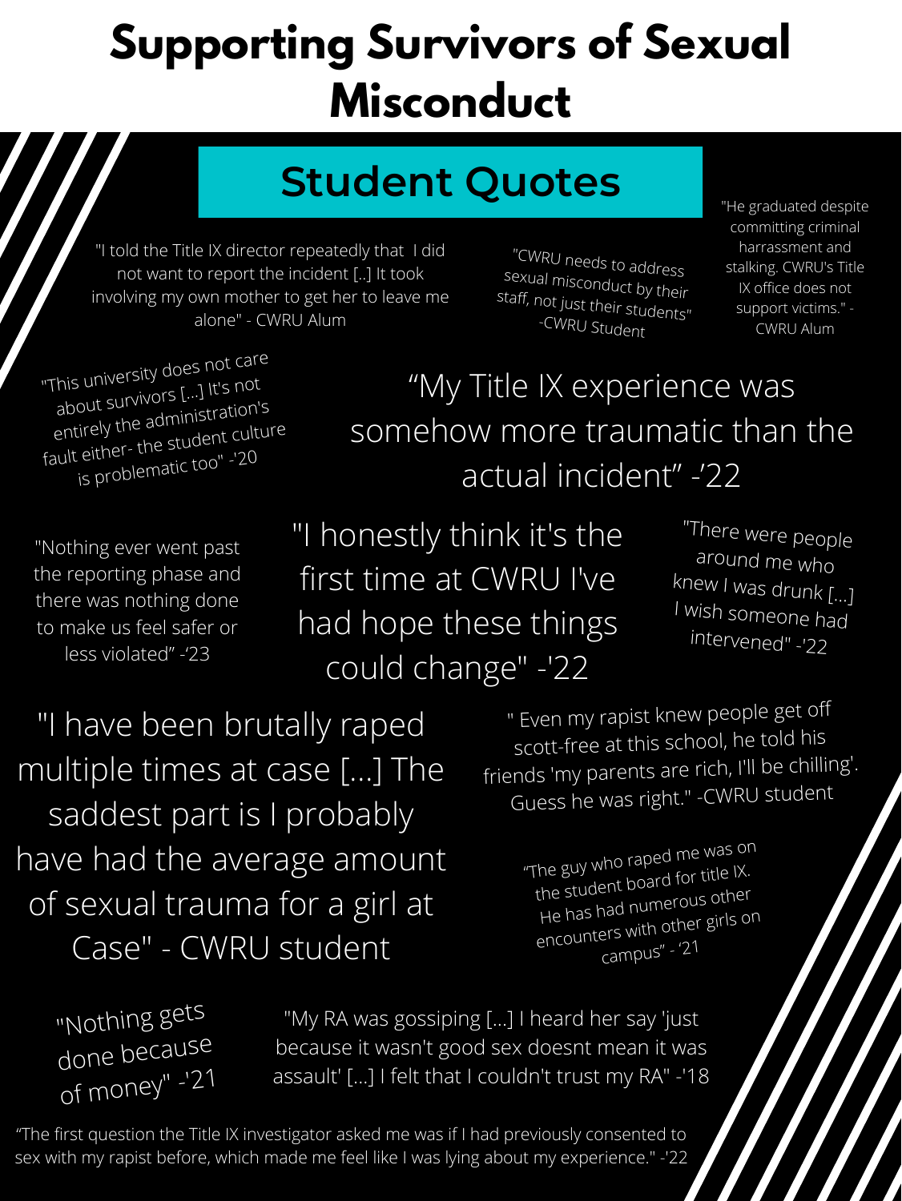# Supporting Survivors of Sexual Misconduct

## Student Quotes

"I told the Title IX director repeatedly that I did not want to report the incident [..] It took involving my own mother to get her to leave me alone" - CWRU Alum

"CWRU needs to address sexual misconduct by their staff, not just their students" -CWRU Student

"He graduated despite committing criminal harrassment and stalking. CWRU's Title IX office does not support victims." - CWRU Alum

"This university does not care about survivors [...] It's not entirely the administration's fault either- the student culture is problematic too" -'20

"My Title IX experience was somehow more traumatic than the actual incident" -'22

"Nothing ever went past the reporting phase and there was nothing done to make us feel safer or less violated" -'23

"I honestly think it's the first time at CWRU I've had hope these things could change" -'22

"There were people around me who knew I was drunk [...] I wish someone had intervened" -'22

"I have been brutally raped multiple times at case [...] The saddest part is I probably have had the average amount of sexual trauma for a girl at Case" - CWRU student

" Even my rapist knew people get off scott-free at this school, he told his friends 'my parents are rich, I'll be chilling'. Guess he was right." -CWRU student

"The guy who raped me was on the student board for title IX. He has had numerous other encounters with other girls on campus" - '21

"Nothing gets done because of money" -'21

"My RA was gossiping [...] I heard her say 'just because it wasn't good sex doesnt mean it was assault' [...] I felt that I couldn't trust my RA" -'18

"The first question the Title IX investigator asked me was if I had previously consented to sex with my rapist before, which made me feel like I was lying about my experience." -'22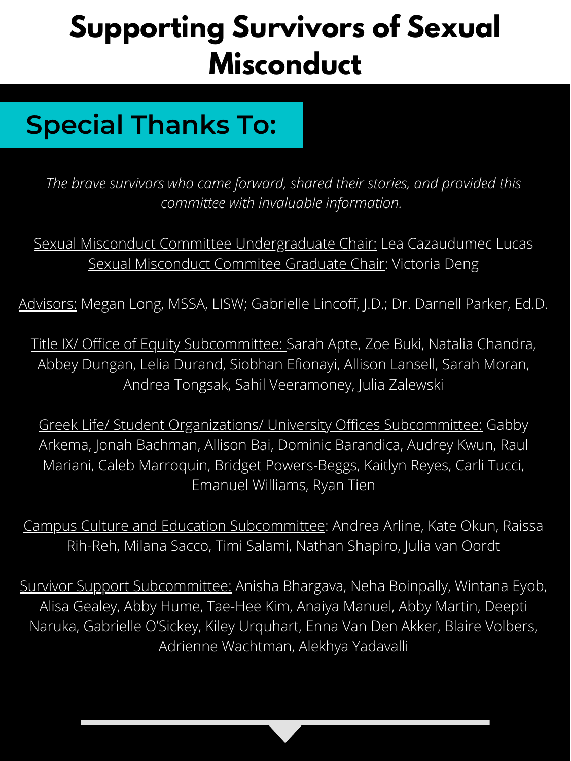# Supporting Survivors of Sexual Misconduct

## Special Thanks To:

*The brave survivors who came forward, shared their stories, and provided this committee with invaluable information.*

<u>Sexual Misconduct Committee Undergraduate Chair:</u> Lea Cazaudumec Lucas
<u>Sexual Misconduct Commitee Graduate Chair</u>: Victoria Deng

<u>Advisors:</u> Megan Long, MSSA, LISW; Gabrielle Lincoff, J.D.; Dr. Darnell Parker, Ed.D.

<u>Title IX/ Office of Equity Subcommittee:</u> Sarah Apte, Zoe Buki, Natalia Chandra, Abbey Dungan, Lelia Durand, Siobhan Efionayi, Allison Lansell, Sarah Moran, Andrea Tongsak, Sahil Veeramoney, Julia Zalewski

<u>Greek Life/ Student Organizations/ University Offices Subcommittee:</u> Gabby Arkema, Jonah Bachman, Allison Bai, Dominic Barandica, Audrey Kwun, Raul Mariani, Caleb Marroquin, Bridget Powers-Beggs, Kaitlyn Reyes, Carli Tucci, Emanuel Williams, Ryan Tien

<u>Campus Culture and Education Subcommittee</u>: Andrea Arline, Kate Okun, Raissa Rih-Reh, Milana Sacco, Timi Salami, Nathan Shapiro, Julia van Oordt

<u>Survivor Support Subcommittee:</u> Anisha Bhargava, Neha Boinpally, Wintana Eyob, Alisa Gealey, Abby Hume, Tae-Hee Kim, Anaiya Manuel, Abby Martin, Deepti Naruka, Gabrielle O'Sickey, Kiley Urquhart, Enna Van Den Akker, Blaire Volbers, Adrienne Wachtman, Alekhya Yadavalli